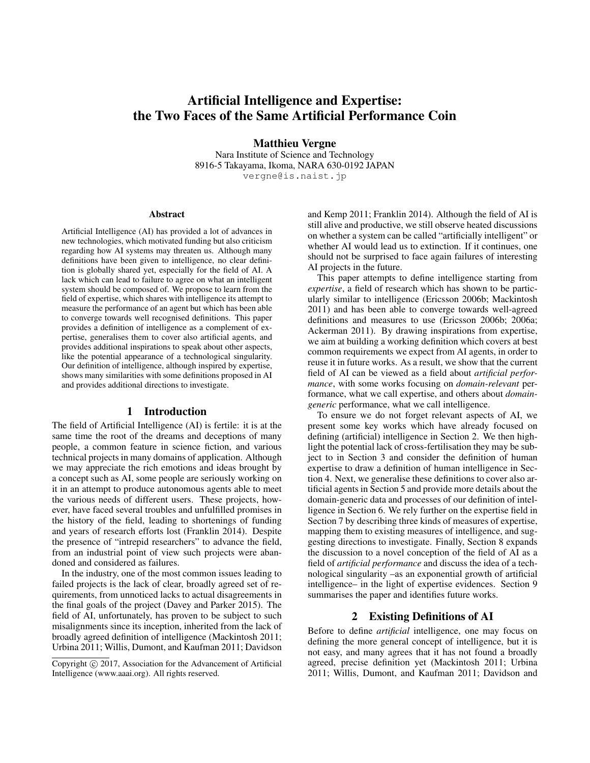# Artificial Intelligence and Expertise: the Two Faces of the Same Artificial Performance Coin

**Matthieu Vergne**

Nara Institute of Science and Technology
8916-5 Takayama, Ikoma, NARA 630-0192 JAPAN
vergne@is.naist.jp

## Abstract

Artificial Intelligence (AI) has provided a lot of advances in new technologies, which motivated funding but also criticism regarding how AI systems may threaten us. Although many definitions have been given to intelligence, no clear definition is globally shared yet, especially for the field of AI. A lack which can lead to failure to agree on what an intelligent system should be composed of. We propose to learn from the field of expertise, which shares with intelligence its attempt to measure the performance of an agent but which has been able to converge towards well recognised definitions. This paper provides a definition of intelligence as a complement of expertise, generalises them to cover also artificial agents, and provides additional inspirations to speak about other aspects, like the potential appearance of a technological singularity. Our definition of intelligence, although inspired by expertise, shows many similarities with some definitions proposed in AI and provides additional directions to investigate.

## 1 Introduction

The field of Artificial Intelligence (AI) is fertile: it is at the same time the root of the dreams and deceptions of many people, a common feature in science fiction, and various technical projects in many domains of application. Although we may appreciate the rich emotions and ideas brought by a concept such as AI, some people are seriously working on it in an attempt to produce autonomous agents able to meet the various needs of different users. These projects, however, have faced several troubles and unfulfilled promises in the history of the field, leading to shortenings of funding and years of research efforts lost (Franklin 2014). Despite the presence of "intrepid researchers" to advance the field, from an industrial point of view such projects were abandoned and considered as failures.

In the industry, one of the most common issues leading to failed projects is the lack of clear, broadly agreed set of requirements, from unnoticed lacks to actual disagreements in the final goals of the project (Davey and Parker 2015). The field of AI, unfortunately, has proven to be subject to such misalignments since its inception, inherited from the lack of broadly agreed definition of intelligence (Mackintosh 2011; Urbina 2011; Willis, Dumont, and Kaufman 2011; Davidson and Kemp 2011; Franklin 2014). Although the field of AI is still alive and productive, we still observe heated discussions on whether a system can be called "artificially intelligent" or whether AI would lead us to extinction. If it continues, one should not be surprised to face again failures of interesting AI projects in the future.

This paper attempts to define intelligence starting from *expertise*, a field of research which has shown to be particularly similar to intelligence (Ericsson 2006b; Mackintosh 2011) and has been able to converge towards well-agreed definitions and measures to use (Ericsson 2006b; 2006a; Ackerman 2011). By drawing inspirations from expertise, we aim at building a working definition which covers at best common requirements we expect from AI agents, in order to reuse it in future works. As a result, we show that the current field of AI can be viewed as a field about *artificial performance*, with some works focusing on *domain-relevant* performance, what we call expertise, and others about *domain-generic* performance, what we call intelligence.

To ensure we do not forget relevant aspects of AI, we present some key works which have already focused on defining (artificial) intelligence in Section 2. We then highlight the potential lack of cross-fertilisation they may be subject to in Section 3 and consider the definition of human expertise to draw a definition of human intelligence in Section 4. Next, we generalise these definitions to cover also artificial agents in Section 5 and provide more details about the domain-generic data and processes of our definition of intelligence in Section 6. We rely further on the expertise field in Section 7 by describing three kinds of measures of expertise, mapping them to existing measures of intelligence, and suggesting directions to investigate. Finally, Section 8 expands the discussion to a novel conception of the field of AI as a field of *artificial performance* and discuss the idea of a technological singularity –as an exponential growth of artificial intelligence– in the light of expertise evidences. Section 9 summarises the paper and identifies future works.

## 2 Existing Definitions of AI

Before to define *artificial* intelligence, one may focus on defining the more general concept of intelligence, but it is not easy, and many agrees that it has not found a broadly agreed, precise definition yet (Mackintosh 2011; Urbina 2011; Willis, Dumont, and Kaufman 2011; Davidson and

Copyright © 2017, Association for the Advancement of Artificial Intelligence (www.aaai.org). All rights reserved.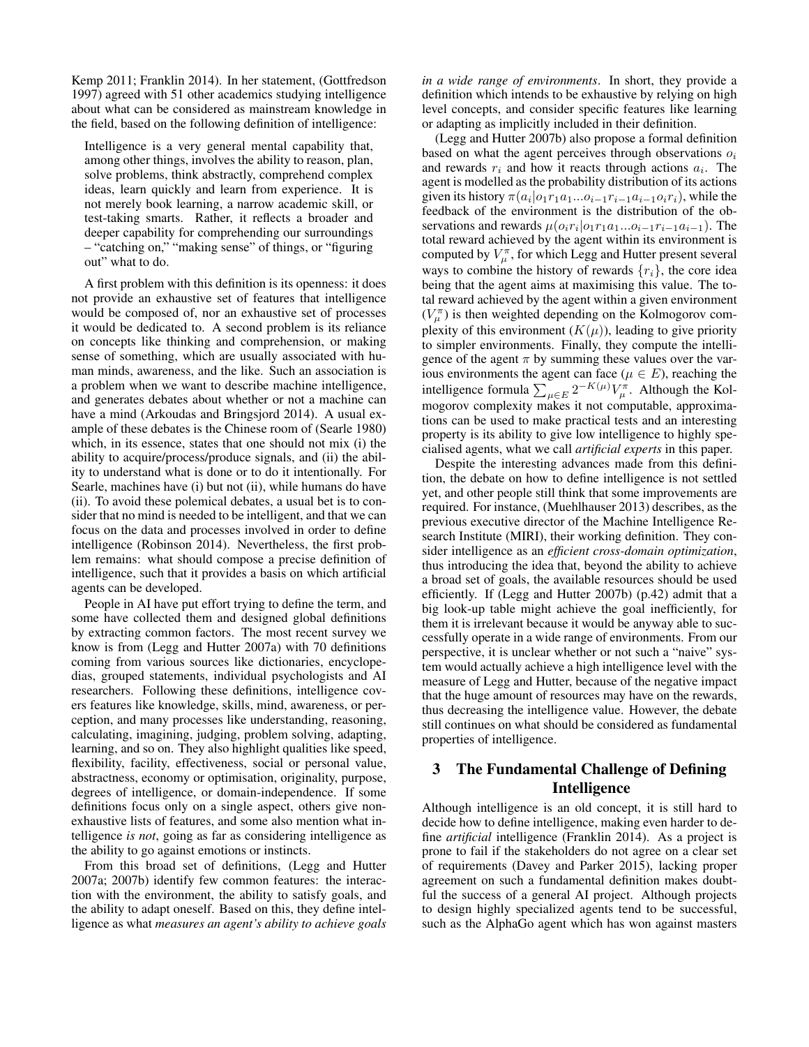Kemp 2011; Franklin 2014). In her statement, (Gottfredson 1997) agreed with 51 other academics studying intelligence about what can be considered as mainstream knowledge in the field, based on the following definition of intelligence:

> Intelligence is a very general mental capability that, among other things, involves the ability to reason, plan, solve problems, think abstractly, comprehend complex ideas, learn quickly and learn from experience. It is not merely book learning, a narrow academic skill, or test-taking smarts. Rather, it reflects a broader and deeper capability for comprehending our surroundings – "catching on," "making sense" of things, or "figuring out" what to do.

A first problem with this definition is its openness: it does not provide an exhaustive set of features that intelligence would be composed of, nor an exhaustive set of processes it would be dedicated to. A second problem is its reliance on concepts like thinking and comprehension, or making sense of something, which are usually associated with human minds, awareness, and the like. Such an association is a problem when we want to describe machine intelligence, and generates debates about whether or not a machine can have a mind (Arkoudas and Bringsjord 2014). A usual example of these debates is the Chinese room of (Searle 1980) which, in its essence, states that one should not mix (i) the ability to acquire/process/produce signals, and (ii) the ability to understand what is done or to do it intentionally. For Searle, machines have (i) but not (ii), while humans do have (ii). To avoid these polemical debates, a usual bet is to consider that no mind is needed to be intelligent, and that we can focus on the data and processes involved in order to define intelligence (Robinson 2014). Nevertheless, the first problem remains: what should compose a precise definition of intelligence, such that it provides a basis on which artificial agents can be developed.

People in AI have put effort trying to define the term, and some have collected them and designed global definitions by extracting common factors. The most recent survey we know is from (Legg and Hutter 2007a) with 70 definitions coming from various sources like dictionaries, encyclopedias, grouped statements, individual psychologists and AI researchers. Following these definitions, intelligence covers features like knowledge, skills, mind, awareness, or perception, and many processes like understanding, reasoning, calculating, imagining, judging, problem solving, adapting, learning, and so on. They also highlight qualities like speed, flexibility, facility, effectiveness, social or personal value, abstractness, economy or optimisation, originality, purpose, degrees of intelligence, or domain-independence. If some definitions focus only on a single aspect, others give non-exhaustive lists of features, and some also mention what intelligence *is not*, going as far as considering intelligence as the ability to go against emotions or instincts.

From this broad set of definitions, (Legg and Hutter 2007a; 2007b) identify few common features: the interaction with the environment, the ability to satisfy goals, and the ability to adapt oneself. Based on this, they define intelligence as what *measures an agent's ability to achieve goals in a wide range of environments*. In short, they provide a definition which intends to be exhaustive by relying on high level concepts, and consider specific features like learning or adapting as implicitly included in their definition.

(Legg and Hutter 2007b) also propose a formal definition based on what the agent perceives through observations $o_i$ and rewards $r_i$ and how it reacts through actions $a_i$. The agent is modelled as the probability distribution of its actions given its history $\pi(a_i|o_1r_1a_1...o_{i-1}r_{i-1}a_{i-1}o_ir_i)$, while the feedback of the environment is the distribution of the observations and rewards $\mu(o_ir_i|o_1r_1a_1...o_{i-1}r_{i-1}a_{i-1})$. The total reward achieved by the agent within its environment is computed by $V_\mu^\pi$, for which Legg and Hutter present several ways to combine the history of rewards $\{r_i\}$, the core idea being that the agent aims at maximising this value. The total reward achieved by the agent within a given environment ($V_\mu^\pi$) is then weighted depending on the Kolmogorov complexity of this environment ($K(\mu)$), leading to give priority to simpler environments. Finally, they compute the intelligence of the agent $\pi$ by summing these values over the various environments the agent can face ($\mu \in E$), reaching the intelligence formula $\sum_{\mu \in E} 2^{-K(\mu)} V_\mu^\pi$. Although the Kolmogorov complexity makes it not computable, approximations can be used to make practical tests and an interesting property is its ability to give low intelligence to highly specialised agents, what we call *artificial experts* in this paper.

Despite the interesting advances made from this definition, the debate on how to define intelligence is not settled yet, and other people still think that some improvements are required. For instance, (Muehlhauser 2013) describes, as the previous executive director of the Machine Intelligence Research Institute (MIRI), their working definition. They consider intelligence as an *efficient cross-domain optimization*, thus introducing the idea that, beyond the ability to achieve a broad set of goals, the available resources should be used efficiently. If (Legg and Hutter 2007b) (p.42) admit that a big look-up table might achieve the goal inefficiently, for them it is irrelevant because it would be anyway able to successfully operate in a wide range of environments. From our perspective, it is unclear whether or not such a "naive" system would actually achieve a high intelligence level with the measure of Legg and Hutter, because of the negative impact that the huge amount of resources may have on the rewards, thus decreasing the intelligence value. However, the debate still continues on what should be considered as fundamental properties of intelligence.

## 3 The Fundamental Challenge of Defining Intelligence

Although intelligence is an old concept, it is still hard to decide how to define intelligence, making even harder to define *artificial* intelligence (Franklin 2014). As a project is prone to fail if the stakeholders do not agree on a clear set of requirements (Davey and Parker 2015), lacking proper agreement on such a fundamental definition makes doubtful the success of a general AI project. Although projects to design highly specialized agents tend to be successful, such as the AlphaGo agent which has won against masters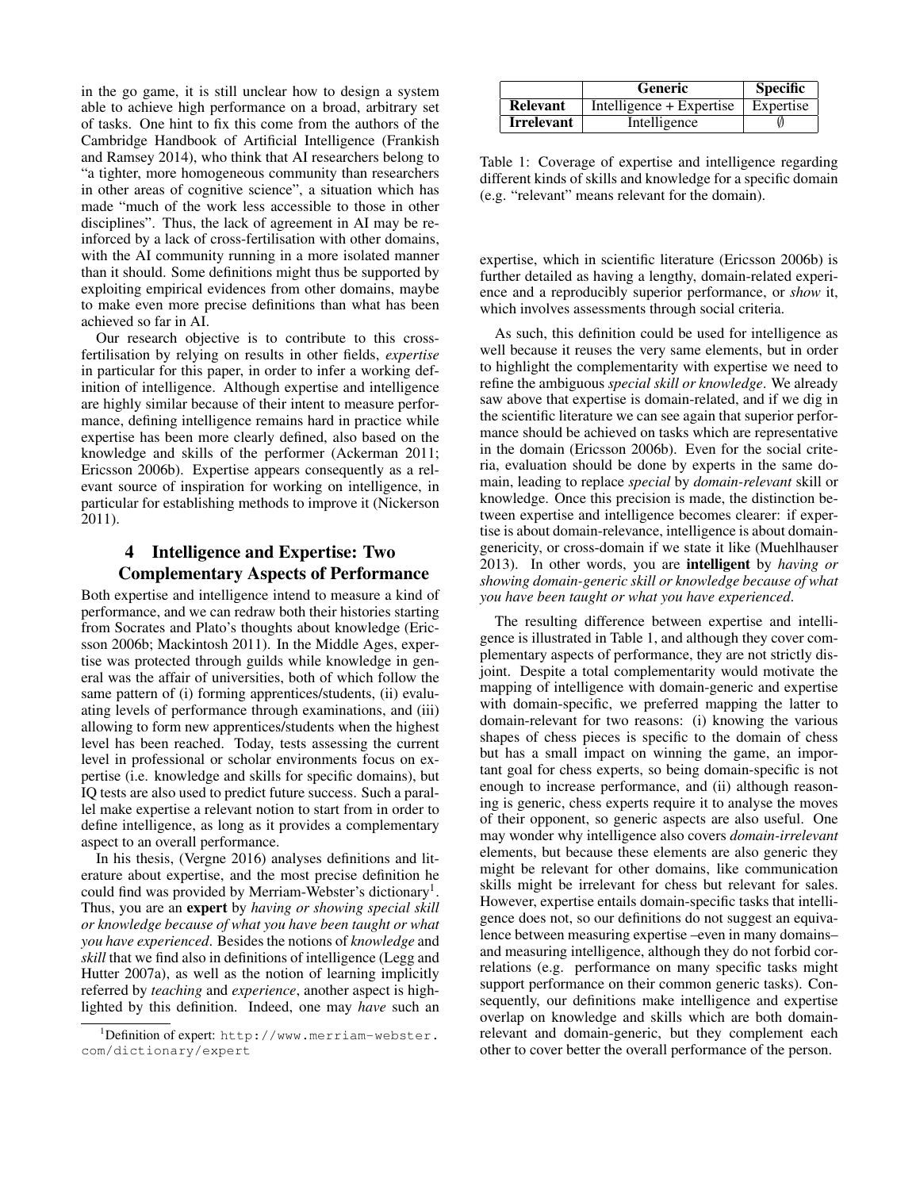in the go game, it is still unclear how to design a system able to achieve high performance on a broad, arbitrary set of tasks. One hint to fix this come from the authors of the Cambridge Handbook of Artificial Intelligence (Frankish and Ramsey 2014), who think that AI researchers belong to "a tighter, more homogeneous community than researchers in other areas of cognitive science", a situation which has made "much of the work less accessible to those in other disciplines". Thus, the lack of agreement in AI may be reinforced by a lack of cross-fertilisation with other domains, with the AI community running in a more isolated manner than it should. Some definitions might thus be supported by exploiting empirical evidences from other domains, maybe to make even more precise definitions than what has been achieved so far in AI.

Our research objective is to contribute to this cross-fertilisation by relying on results in other fields, *expertise* in particular for this paper, in order to infer a working definition of intelligence. Although expertise and intelligence are highly similar because of their intent to measure performance, defining intelligence remains hard in practice while expertise has been more clearly defined, also based on the knowledge and skills of the performer (Ackerman 2011; Ericsson 2006b). Expertise appears consequently as a relevant source of inspiration for working on intelligence, in particular for establishing methods to improve it (Nickerson 2011).

## 4 Intelligence and Expertise: Two Complementary Aspects of Performance

Both expertise and intelligence intend to measure a kind of performance, and we can redraw both their histories starting from Socrates and Plato's thoughts about knowledge (Ericsson 2006b; Mackintosh 2011). In the Middle Ages, expertise was protected through guilds while knowledge in general was the affair of universities, both of which follow the same pattern of (i) forming apprentices/students, (ii) evaluating levels of performance through examinations, and (iii) allowing to form new apprentices/students when the highest level has been reached. Today, tests assessing the current level in professional or scholar environments focus on expertise (i.e. knowledge and skills for specific domains), but IQ tests are also used to predict future success. Such a parallel make expertise a relevant notion to start from in order to define intelligence, as long as it provides a complementary aspect to an overall performance.

In his thesis, (Vergne 2016) analyses definitions and literature about expertise, and the most precise definition he could find was provided by Merriam-Webster's dictionary[1]. Thus, you are an **expert** by *having or showing special skill or knowledge because of what you have been taught or what you have experienced*. Besides the notions of *knowledge* and *skill* that we find also in definitions of intelligence (Legg and Hutter 2007a), as well as the notion of learning implicitly referred by *teaching* and *experience*, another aspect is highlighted by this definition. Indeed, one may *have* such an expertise, which in scientific literature (Ericsson 2006b) is further detailed as having a lengthy, domain-related experience and a reproducibly superior performance, or *show* it, which involves assessments through social criteria.

[1]Definition of expert: http://www.merriam-webster.com/dictionary/expert

| | Generic | Specific |
|---|---|---|
| **Relevant** | Intelligence + Expertise | Expertise |
| **Irrelevant** | Intelligence | $\emptyset$ |

Table 1: Coverage of expertise and intelligence regarding different kinds of skills and knowledge for a specific domain (e.g. "relevant" means relevant for the domain).

As such, this definition could be used for intelligence as well because it reuses the very same elements, but in order to highlight the complementarity with expertise we need to refine the ambiguous *special skill or knowledge*. We already saw above that expertise is domain-related, and if we dig in the scientific literature we can see again that superior performance should be achieved on tasks which are representative in the domain (Ericsson 2006b). Even for the social criteria, evaluation should be done by experts in the same domain, leading to replace *special* by *domain-relevant* skill or knowledge. Once this precision is made, the distinction between expertise and intelligence becomes clearer: if expertise is about domain-relevance, intelligence is about domain-genericity, or cross-domain if we state it like (Muehlhauser 2013). In other words, you are **intelligent** by *having or showing domain-generic skill or knowledge because of what you have been taught or what you have experienced*.

The resulting difference between expertise and intelligence is illustrated in Table 1, and although they cover complementary aspects of performance, they are not strictly disjoint. Despite a total complementarity would motivate the mapping of intelligence with domain-generic and expertise with domain-specific, we preferred mapping the latter to domain-relevant for two reasons: (i) knowing the various shapes of chess pieces is specific to the domain of chess but has a small impact on winning the game, an important goal for chess experts, so being domain-specific is not enough to increase performance, and (ii) although reasoning is generic, chess experts require it to analyse the moves of their opponent, so generic aspects are also useful. One may wonder why intelligence also covers *domain-irrelevant* elements, but because these elements are also generic they might be relevant for other domains, like communication skills might be irrelevant for chess but relevant for sales. However, expertise entails domain-specific tasks that intelligence does not, so our definitions do not suggest an equivalence between measuring expertise –even in many domains– and measuring intelligence, although they do not forbid correlations (e.g. performance on many specific tasks might support performance on their common generic tasks). Consequently, our definitions make intelligence and expertise overlap on knowledge and skills which are both domain-relevant and domain-generic, but they complement each other to cover better the overall performance of the person.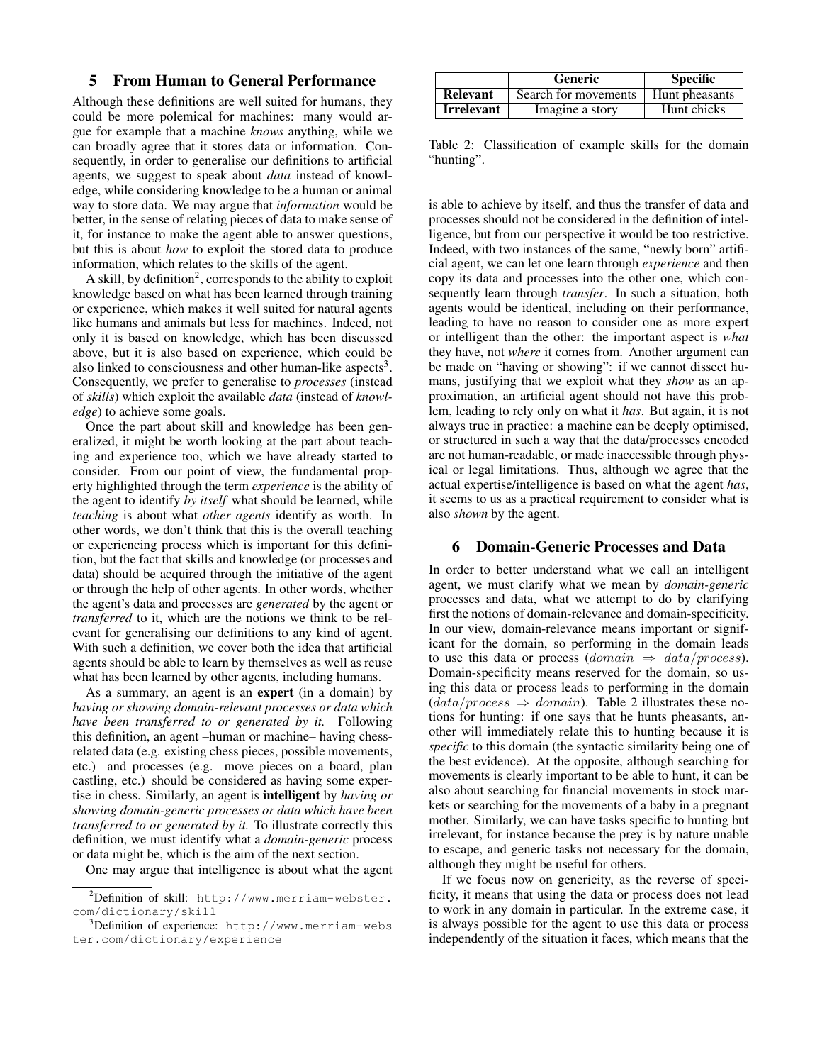## 5 From Human to General Performance

Although these definitions are well suited for humans, they could be more polemical for machines: many would argue for example that a machine *knows* anything, while we can broadly agree that it stores data or information. Consequently, in order to generalise our definitions to artificial agents, we suggest to speak about *data* instead of knowledge, while considering knowledge to be a human or animal way to store data. We may argue that *information* would be better, in the sense of relating pieces of data to make sense of it, for instance to make the agent able to answer questions, but this is about *how* to exploit the stored data to produce information, which relates to the skills of the agent.

A skill, by definition[2], corresponds to the ability to exploit knowledge based on what has been learned through training or experience, which makes it well suited for natural agents like humans and animals but less for machines. Indeed, not only it is based on knowledge, which has been discussed above, but it is also based on experience, which could be also linked to consciousness and other human-like aspects[3]. Consequently, we prefer to generalise to *processes* (instead of *skills*) which exploit the available *data* (instead of *knowledge*) to achieve some goals.

Once the part about skill and knowledge has been generalized, it might be worth looking at the part about teaching and experience too, which we have already started to consider. From our point of view, the fundamental property highlighted through the term *experience* is the ability of the agent to identify *by itself* what should be learned, while *teaching* is about what *other agents* identify as worth. In other words, we don't think that this is the overall teaching or experiencing process which is important for this definition, but the fact that skills and knowledge (or processes and data) should be acquired through the initiative of the agent or through the help of other agents. In other words, whether the agent's data and processes are *generated* by the agent or *transferred* to it, which are the notions we think to be relevant for generalising our definitions to any kind of agent. With such a definition, we cover both the idea that artificial agents should be able to learn by themselves as well as reuse what has been learned by other agents, including humans.

As a summary, an agent is an **expert** (in a domain) by *having or showing domain-relevant processes or data which have been transferred to or generated by it.* Following this definition, an agent –human or machine– having chess-related data (e.g. existing chess pieces, possible movements, etc.) and processes (e.g. move pieces on a board, plan castling, etc.) should be considered as having some expertise in chess. Similarly, an agent is **intelligent** by *having or showing domain-generic processes or data which have been transferred to or generated by it.* To illustrate correctly this definition, we must identify what a *domain-generic* process or data might be, which is the aim of the next section.

One may argue that intelligence is about what the agent is able to achieve by itself, and thus the transfer of data and processes should not be considered in the definition of intelligence, but from our perspective it would be too restrictive. Indeed, with two instances of the same, "newly born" artificial agent, we can let one learn through *experience* and then copy its data and processes into the other one, which consequently learn through *transfer*. In such a situation, both agents would be identical, including on their performance, leading to have no reason to consider one as more expert or intelligent than the other: the important aspect is *what* they have, not *where* it comes from. Another argument can be made on "having or showing": if we cannot dissect humans, justifying that we exploit what they *show* as an approximation, an artificial agent should not have this problem, leading to rely only on what it *has*. But again, it is not always true in practice: a machine can be deeply optimised, or structured in such a way that the data/processes encoded are not human-readable, or made inaccessible through physical or legal limitations. Thus, although we agree that the actual expertise/intelligence is based on what the agent *has*, it seems to us as a practical requirement to consider what is also *shown* by the agent.

## 6 Domain-Generic Processes and Data

| | **Generic** | **Specific** |
|---|---|---|
| **Relevant** | Search for movements | Hunt pheasants |
| **Irrelevant** | Imagine a story | Hunt chicks |

Table 2: Classification of example skills for the domain "hunting".

In order to better understand what we call an intelligent agent, we must clarify what we mean by *domain-generic* processes and data, what we attempt to do by clarifying first the notions of domain-relevance and domain-specificity. In our view, domain-relevance means important or significant for the domain, so performing in the domain leads to use this data or process ($domain \Rightarrow data/process$). Domain-specificity means reserved for the domain, so using this data or process leads to performing in the domain ($data/process \Rightarrow domain$). Table 2 illustrates these notions for hunting: if one says that he hunts pheasants, another will immediately relate this to hunting because it is *specific* to this domain (the syntactic similarity being one of the best evidence). At the opposite, although searching for movements is clearly important to be able to hunt, it can be also about searching for financial movements in stock markets or searching for the movements of a baby in a pregnant mother. Similarly, we can have tasks specific to hunting but irrelevant, for instance because the prey is by nature unable to escape, and generic tasks not necessary for the domain, although they might be useful for others.

If we focus now on genericity, as the reverse of specificity, it means that using the data or process does not lead to work in any domain in particular. In the extreme case, it is always possible for the agent to use this data or process independently of the situation it faces, which means that the

[2] Definition of skill: http://www.merriam-webster.com/dictionary/skill

[3] Definition of experience: http://www.merriam-webster.com/dictionary/experience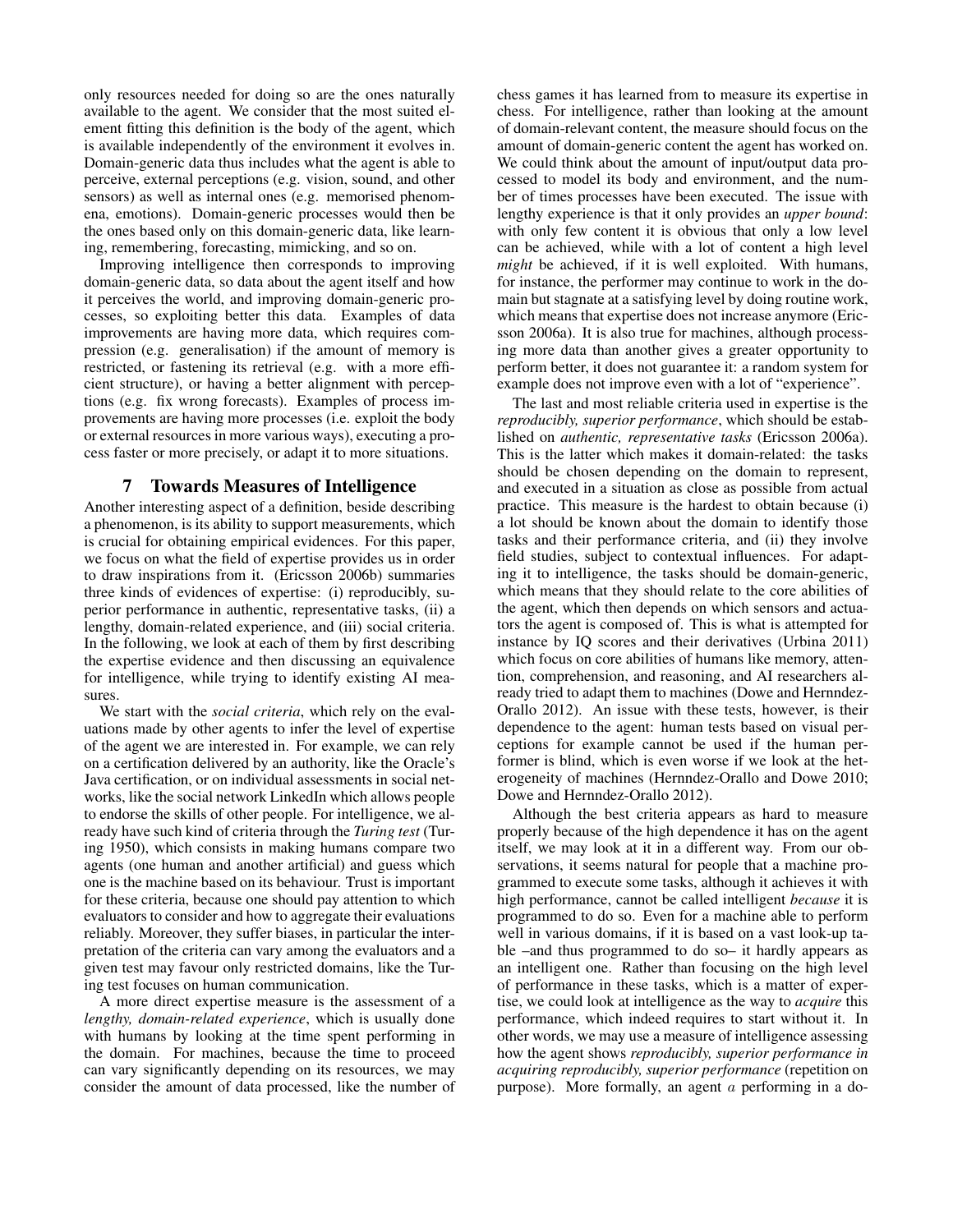only resources needed for doing so are the ones naturally available to the agent. We consider that the most suited element fitting this definition is the body of the agent, which is available independently of the environment it evolves in. Domain-generic data thus includes what the agent is able to perceive, external perceptions (e.g. vision, sound, and other sensors) as well as internal ones (e.g. memorised phenomena, emotions). Domain-generic processes would then be the ones based only on this domain-generic data, like learning, remembering, forecasting, mimicking, and so on.

Improving intelligence then corresponds to improving domain-generic data, so data about the agent itself and how it perceives the world, and improving domain-generic processes, so exploiting better this data. Examples of data improvements are having more data, which requires compression (e.g. generalisation) if the amount of memory is restricted, or fastening its retrieval (e.g. with a more efficient structure), or having a better alignment with perceptions (e.g. fix wrong forecasts). Examples of process improvements are having more processes (i.e. exploit the body or external resources in more various ways), executing a process faster or more precisely, or adapt it to more situations.

## 7 Towards Measures of Intelligence

Another interesting aspect of a definition, beside describing a phenomenon, is its ability to support measurements, which is crucial for obtaining empirical evidences. For this paper, we focus on what the field of expertise provides us in order to draw inspirations from it. (Ericsson 2006b) summaries three kinds of evidences of expertise: (i) reproducibly, superior performance in authentic, representative tasks, (ii) a lengthy, domain-related experience, and (iii) social criteria. In the following, we look at each of them by first describing the expertise evidence and then discussing an equivalence for intelligence, while trying to identify existing AI measures.

We start with the *social criteria*, which rely on the evaluations made by other agents to infer the level of expertise of the agent we are interested in. For example, we can rely on a certification delivered by an authority, like the Oracle's Java certification, or on individual assessments in social networks, like the social network LinkedIn which allows people to endorse the skills of other people. For intelligence, we already have such kind of criteria through the *Turing test* (Turing 1950), which consists in making humans compare two agents (one human and another artificial) and guess which one is the machine based on its behaviour. Trust is important for these criteria, because one should pay attention to which evaluators to consider and how to aggregate their evaluations reliably. Moreover, they suffer biases, in particular the interpretation of the criteria can vary among the evaluators and a given test may favour only restricted domains, like the Turing test focuses on human communication.

A more direct expertise measure is the assessment of a *lengthy, domain-related experience*, which is usually done with humans by looking at the time spent performing in the domain. For machines, because the time to proceed can vary significantly depending on its resources, we may consider the amount of data processed, like the number of chess games it has learned from to measure its expertise in chess. For intelligence, rather than looking at the amount of domain-relevant content, the measure should focus on the amount of domain-generic content the agent has worked on. We could think about the amount of input/output data processed to model its body and environment, and the number of times processes have been executed. The issue with lengthy experience is that it only provides an *upper bound*: with only few content it is obvious that only a low level can be achieved, while with a lot of content a high level *might* be achieved, if it is well exploited. With humans, for instance, the performer may continue to work in the domain but stagnate at a satisfying level by doing routine work, which means that expertise does not increase anymore (Ericsson 2006a). It is also true for machines, although processing more data than another gives a greater opportunity to perform better, it does not guarantee it: a random system for example does not improve even with a lot of "experience".

The last and most reliable criteria used in expertise is the *reproducibly, superior performance*, which should be established on *authentic, representative tasks* (Ericsson 2006a). This is the latter which makes it domain-related: the tasks should be chosen depending on the domain to represent, and executed in a situation as close as possible from actual practice. This measure is the hardest to obtain because (i) a lot should be known about the domain to identify those tasks and their performance criteria, and (ii) they involve field studies, subject to contextual influences. For adapting it to intelligence, the tasks should be domain-generic, which means that they should relate to the core abilities of the agent, which then depends on which sensors and actuators the agent is composed of. This is what is attempted for instance by IQ scores and their derivatives (Urbina 2011) which focus on core abilities of humans like memory, attention, comprehension, and reasoning, and AI researchers already tried to adapt them to machines (Dowe and Hernndez-Orallo 2012). An issue with these tests, however, is their dependence to the agent: human tests based on visual perceptions for example cannot be used if the human performer is blind, which is even worse if we look at the heterogeneity of machines (Hernndez-Orallo and Dowe 2010; Dowe and Hernndez-Orallo 2012).

Although the best criteria appears as hard to measure properly because of the high dependence it has on the agent itself, we may look at it in a different way. From our observations, it seems natural for people that a machine programmed to execute some tasks, although it achieves it with high performance, cannot be called intelligent *because* it is programmed to do so. Even for a machine able to perform well in various domains, if it is based on a vast look-up table –and thus programmed to do so– it hardly appears as an intelligent one. Rather than focusing on the high level of performance in these tasks, which is a matter of expertise, we could look at intelligence as the way to *acquire* this performance, which indeed requires to start without it. In other words, we may use a measure of intelligence assessing how the agent shows *reproducibly, superior performance in acquiring reproducibly, superior performance* (repetition on purpose). More formally, an agent $a$ performing in a do-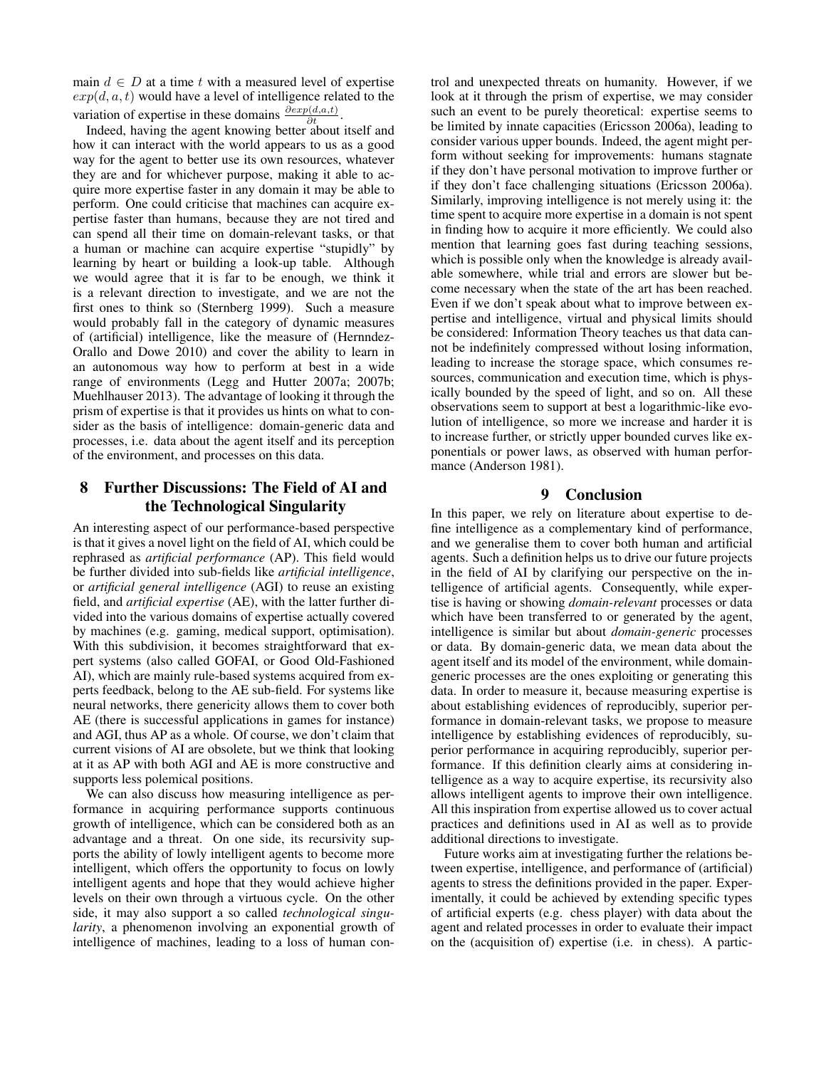main $d \in D$ at a time $t$ with a measured level of expertise $exp(d, a, t)$ would have a level of intelligence related to the variation of expertise in these domains $\frac{\partial exp(d,a,t)}{\partial t}$.

Indeed, having the agent knowing better about itself and how it can interact with the world appears to us as a good way for the agent to better use its own resources, whatever they are and for whichever purpose, making it able to acquire more expertise faster in any domain it may be able to perform. One could criticise that machines can acquire expertise faster than humans, because they are not tired and can spend all their time on domain-relevant tasks, or that a human or machine can acquire expertise "stupidly" by learning by heart or building a look-up table. Although we would agree that it is far to be enough, we think it is a relevant direction to investigate, and we are not the first ones to think so (Sternberg 1999). Such a measure would probably fall in the category of dynamic measures of (artificial) intelligence, like the measure of (Hernndez-Orallo and Dowe 2010) and cover the ability to learn in an autonomous way how to perform at best in a wide range of environments (Legg and Hutter 2007a; 2007b; Muehlhauser 2013). The advantage of looking it through the prism of expertise is that it provides us hints on what to consider as the basis of intelligence: domain-generic data and processes, i.e. data about the agent itself and its perception of the environment, and processes on this data.

## 8 Further Discussions: The Field of AI and the Technological Singularity

An interesting aspect of our performance-based perspective is that it gives a novel light on the field of AI, which could be rephrased as *artificial performance* (AP). This field would be further divided into sub-fields like *artificial intelligence*, or *artificial general intelligence* (AGI) to reuse an existing field, and *artificial expertise* (AE), with the latter further divided into the various domains of expertise actually covered by machines (e.g. gaming, medical support, optimisation). With this subdivision, it becomes straightforward that expert systems (also called GOFAI, or Good Old-Fashioned AI), which are mainly rule-based systems acquired from experts feedback, belong to the AE sub-field. For systems like neural networks, there genericity allows them to cover both AE (there is successful applications in games for instance) and AGI, thus AP as a whole. Of course, we don't claim that current visions of AI are obsolete, but we think that looking at it as AP with both AGI and AE is more constructive and supports less polemical positions.

We can also discuss how measuring intelligence as performance in acquiring performance supports continuous growth of intelligence, which can be considered both as an advantage and a threat. On one side, its recursivity supports the ability of lowly intelligent agents to become more intelligent, which offers the opportunity to focus on lowly intelligent agents and hope that they would achieve higher levels on their own through a virtuous cycle. On the other side, it may also support a so called *technological singularity*, a phenomenon involving an exponential growth of intelligence of machines, leading to a loss of human control and unexpected threats on humanity. However, if we look at it through the prism of expertise, we may consider such an event to be purely theoretical: expertise seems to be limited by innate capacities (Ericsson 2006a), leading to consider various upper bounds. Indeed, the agent might perform without seeking for improvements: humans stagnate if they don't have personal motivation to improve further or if they don't face challenging situations (Ericsson 2006a). Similarly, improving intelligence is not merely using it: the time spent to acquire more expertise in a domain is not spent in finding how to acquire it more efficiently. We could also mention that learning goes fast during teaching sessions, which is possible only when the knowledge is already available somewhere, while trial and errors are slower but become necessary when the state of the art has been reached. Even if we don't speak about what to improve between expertise and intelligence, virtual and physical limits should be considered: Information Theory teaches us that data cannot be indefinitely compressed without losing information, leading to increase the storage space, which consumes resources, communication and execution time, which is physically bounded by the speed of light, and so on. All these observations seem to support at best a logarithmic-like evolution of intelligence, so more we increase and harder it is to increase further, or strictly upper bounded curves like exponentials or power laws, as observed with human performance (Anderson 1981).

## 9 Conclusion

In this paper, we rely on literature about expertise to define intelligence as a complementary kind of performance, and we generalise them to cover both human and artificial agents. Such a definition helps us to drive our future projects in the field of AI by clarifying our perspective on the intelligence of artificial agents. Consequently, while expertise is having or showing *domain-relevant* processes or data which have been transferred to or generated by the agent, intelligence is similar but about *domain-generic* processes or data. By domain-generic data, we mean data about the agent itself and its model of the environment, while domain-generic processes are the ones exploiting or generating this data. In order to measure it, because measuring expertise is about establishing evidences of reproducibly, superior performance in domain-relevant tasks, we propose to measure intelligence by establishing evidences of reproducibly, superior performance in acquiring reproducibly, superior performance. If this definition clearly aims at considering intelligence as a way to acquire expertise, its recursivity also allows intelligent agents to improve their own intelligence. All this inspiration from expertise allowed us to cover actual practices and definitions used in AI as well as to provide additional directions to investigate.

Future works aim at investigating further the relations between expertise, intelligence, and performance of (artificial) agents to stress the definitions provided in the paper. Experimentally, it could be achieved by extending specific types of artificial experts (e.g. chess player) with data about the agent and related processes in order to evaluate their impact on the (acquisition of) expertise (i.e. in chess). A partic-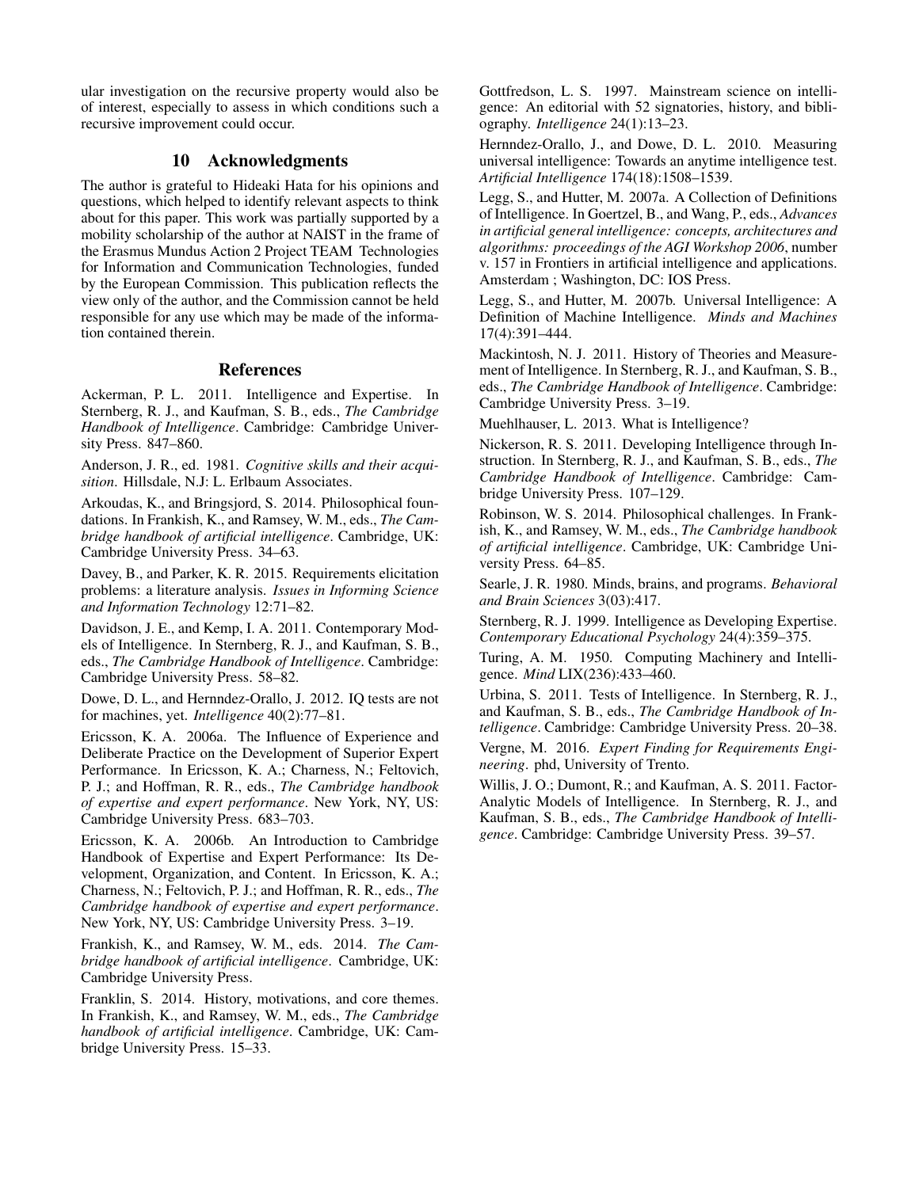ular investigation on the recursive property would also be of interest, especially to assess in which conditions such a recursive improvement could occur.

## 10 Acknowledgments

The author is grateful to Hideaki Hata for his opinions and questions, which helped to identify relevant aspects to think about for this paper. This work was partially supported by a mobility scholarship of the author at NAIST in the frame of the Erasmus Mundus Action 2 Project TEAM Technologies for Information and Communication Technologies, funded by the European Commission. This publication reflects the view only of the author, and the Commission cannot be held responsible for any use which may be made of the information contained therein.

## References

Ackerman, P. L. 2011. Intelligence and Expertise. In Sternberg, R. J., and Kaufman, S. B., eds., *The Cambridge Handbook of Intelligence*. Cambridge: Cambridge University Press. 847–860.

Anderson, J. R., ed. 1981. *Cognitive skills and their acquisition*. Hillsdale, N.J: L. Erlbaum Associates.

Arkoudas, K., and Bringsjord, S. 2014. Philosophical foundations. In Frankish, K., and Ramsey, W. M., eds., *The Cambridge handbook of artificial intelligence*. Cambridge, UK: Cambridge University Press. 34–63.

Davey, B., and Parker, K. R. 2015. Requirements elicitation problems: a literature analysis. *Issues in Informing Science and Information Technology* 12:71–82.

Davidson, J. E., and Kemp, I. A. 2011. Contemporary Models of Intelligence. In Sternberg, R. J., and Kaufman, S. B., eds., *The Cambridge Handbook of Intelligence*. Cambridge: Cambridge University Press. 58–82.

Dowe, D. L., and Hernndez-Orallo, J. 2012. IQ tests are not for machines, yet. *Intelligence* 40(2):77–81.

Ericsson, K. A. 2006a. The Influence of Experience and Deliberate Practice on the Development of Superior Expert Performance. In Ericsson, K. A.; Charness, N.; Feltovich, P. J.; and Hoffman, R. R., eds., *The Cambridge handbook of expertise and expert performance*. New York, NY, US: Cambridge University Press. 683–703.

Ericsson, K. A. 2006b. An Introduction to Cambridge Handbook of Expertise and Expert Performance: Its Development, Organization, and Content. In Ericsson, K. A.; Charness, N.; Feltovich, P. J.; and Hoffman, R. R., eds., *The Cambridge handbook of expertise and expert performance*. New York, NY, US: Cambridge University Press. 3–19.

Frankish, K., and Ramsey, W. M., eds. 2014. *The Cambridge handbook of artificial intelligence*. Cambridge, UK: Cambridge University Press.

Franklin, S. 2014. History, motivations, and core themes. In Frankish, K., and Ramsey, W. M., eds., *The Cambridge handbook of artificial intelligence*. Cambridge, UK: Cambridge University Press. 15–33.

Gottfredson, L. S. 1997. Mainstream science on intelligence: An editorial with 52 signatories, history, and bibliography. *Intelligence* 24(1):13–23.

Hernndez-Orallo, J., and Dowe, D. L. 2010. Measuring universal intelligence: Towards an anytime intelligence test. *Artificial Intelligence* 174(18):1508–1539.

Legg, S., and Hutter, M. 2007a. A Collection of Definitions of Intelligence. In Goertzel, B., and Wang, P., eds., *Advances in artificial general intelligence: concepts, architectures and algorithms: proceedings of the AGI Workshop 2006*, number v. 157 in Frontiers in artificial intelligence and applications. Amsterdam ; Washington, DC: IOS Press.

Legg, S., and Hutter, M. 2007b. Universal Intelligence: A Definition of Machine Intelligence. *Minds and Machines* 17(4):391–444.

Mackintosh, N. J. 2011. History of Theories and Measurement of Intelligence. In Sternberg, R. J., and Kaufman, S. B., eds., *The Cambridge Handbook of Intelligence*. Cambridge: Cambridge University Press. 3–19.

Muehlhauser, L. 2013. What is Intelligence?

Nickerson, R. S. 2011. Developing Intelligence through Instruction. In Sternberg, R. J., and Kaufman, S. B., eds., *The Cambridge Handbook of Intelligence*. Cambridge: Cambridge University Press. 107–129.

Robinson, W. S. 2014. Philosophical challenges. In Frankish, K., and Ramsey, W. M., eds., *The Cambridge handbook of artificial intelligence*. Cambridge, UK: Cambridge University Press. 64–85.

Searle, J. R. 1980. Minds, brains, and programs. *Behavioral and Brain Sciences* 3(03):417.

Sternberg, R. J. 1999. Intelligence as Developing Expertise. *Contemporary Educational Psychology* 24(4):359–375.

Turing, A. M. 1950. Computing Machinery and Intelligence. *Mind* LIX(236):433–460.

Urbina, S. 2011. Tests of Intelligence. In Sternberg, R. J., and Kaufman, S. B., eds., *The Cambridge Handbook of Intelligence*. Cambridge: Cambridge University Press. 20–38.

Vergne, M. 2016. *Expert Finding for Requirements Engineering*. phd, University of Trento.

Willis, J. O.; Dumont, R.; and Kaufman, A. S. 2011. Factor-Analytic Models of Intelligence. In Sternberg, R. J., and Kaufman, S. B., eds., *The Cambridge Handbook of Intelligence*. Cambridge: Cambridge University Press. 39–57.